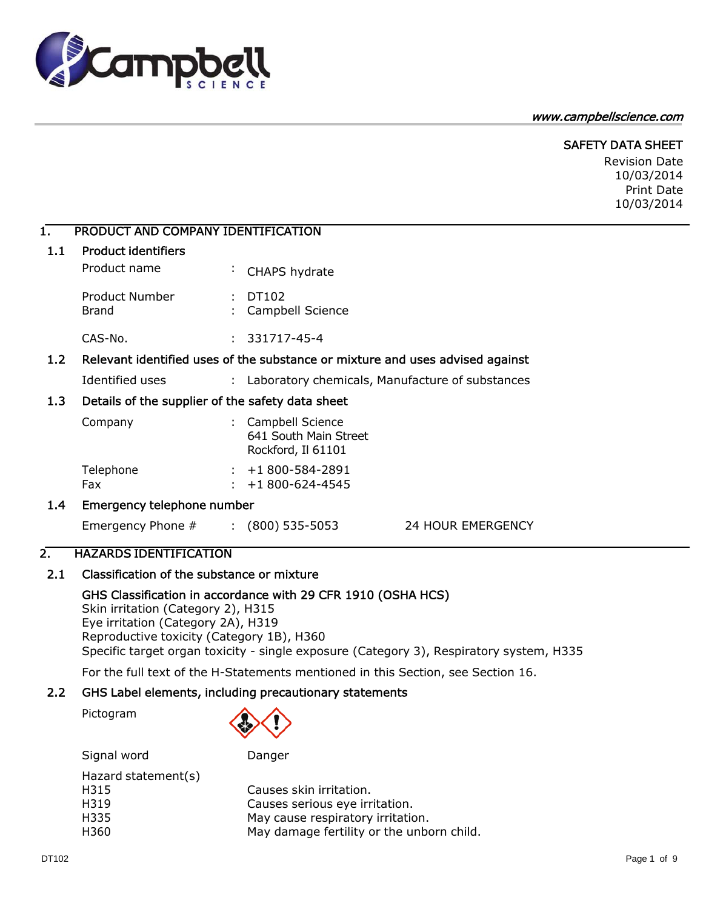www.campbellscience.com

SAFETY DATA SHEET

Revision Date 10/03/2014
Print Date 10/03/2014

## 1. PRODUCT AND COMPANY IDENTIFICATION

### 1.1 Product identifiers

| | | |
|---|---|---|
| Product name | : | CHAPS hydrate |
| Product Number | : | DT102 |
| Brand | : | Campbell Science |
| CAS-No. | : | 331717-45-4 |

### 1.2 Relevant identified uses of the substance or mixture and uses advised against

| | | |
|---|---|---|
| Identified uses | : | Laboratory chemicals, Manufacture of substances |

### 1.3 Details of the supplier of the safety data sheet

| | | |
|---|---|---|
| Company | : | Campbell Science<br>641 South Main Street<br>Rockford, Il 61101 |
| Telephone | : | +1 800-584-2891 |
| Fax | : | +1 800-624-4545 |

### 1.4 Emergency telephone number

| | | | |
|---|---|---|---|
| Emergency Phone # | : | (800) 535-5053 | 24 HOUR EMERGENCY |

## 2. HAZARDS IDENTIFICATION

### 2.1 Classification of the substance or mixture

**GHS Classification in accordance with 29 CFR 1910 (OSHA HCS)**

Skin irritation (Category 2), H315
Eye irritation (Category 2A), H319
Reproductive toxicity (Category 1B), H360
Specific target organ toxicity - single exposure (Category 3), Respiratory system, H335

For the full text of the H-Statements mentioned in this Section, see Section 16.

### 2.2 GHS Label elements, including precautionary statements

Pictogram

Signal word: Danger

Hazard statement(s)

| | |
|---|---|
| H315 | Causes skin irritation. |
| H319 | Causes serious eye irritation. |
| H335 | May cause respiratory irritation. |
| H360 | May damage fertility or the unborn child. |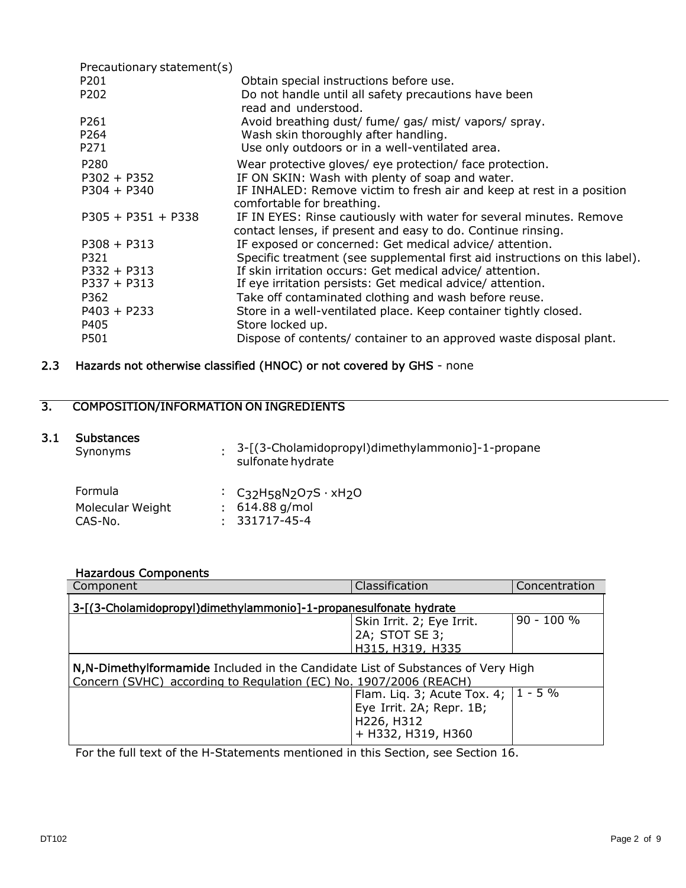Precautionary statement(s)

| | |
|---|---|
| P201 | Obtain special instructions before use. |
| P202 | Do not handle until all safety precautions have been read and understood. |
| P261 | Avoid breathing dust/ fume/ gas/ mist/ vapors/ spray. |
| P264 | Wash skin thoroughly after handling. |
| P271 | Use only outdoors or in a well-ventilated area. |
| P280 | Wear protective gloves/ eye protection/ face protection. |
| P302 + P352 | IF ON SKIN: Wash with plenty of soap and water. |
| P304 + P340 | IF INHALED: Remove victim to fresh air and keep at rest in a position comfortable for breathing. |
| P305 + P351 + P338 | IF IN EYES: Rinse cautiously with water for several minutes. Remove contact lenses, if present and easy to do. Continue rinsing. |
| P308 + P313 | IF exposed or concerned: Get medical advice/ attention. |
| P321 | Specific treatment (see supplemental first aid instructions on this label). |
| P332 + P313 | If skin irritation occurs: Get medical advice/ attention. |
| P337 + P313 | If eye irritation persists: Get medical advice/ attention. |
| P362 | Take off contaminated clothing and wash before reuse. |
| P403 + P233 | Store in a well-ventilated place. Keep container tightly closed. |
| P405 | Store locked up. |
| P501 | Dispose of contents/ container to an approved waste disposal plant. |

## 2.3 Hazards not otherwise classified (HNOC) or not covered by GHS - none

# 3. COMPOSITION/INFORMATION ON INGREDIENTS

## 3.1 Substances

| | |
|---|---|
| Synonyms | : 3-[(3-Cholamidopropyl)dimethylammonio]-1-propane sulfonate hydrate |
| Formula | : $C_{32}H_{58}N_2O_7S \cdot xH_2O$ |
| Molecular Weight | : 614.88 g/mol |
| CAS-No. | : 331717-45-4 |

### Hazardous Components

| Component | Classification | Concentration |
|---|---|---|
| **3-[(3-Cholamidopropyl)dimethylammonio]-1-propanesulfonate hydrate** | | |
| | Skin Irrit. 2; Eye Irrit. 2A; STOT SE 3; H315, H319, H335 | 90 - 100 % |
| **N,N-Dimethylformamide** Included in the Candidate List of Substances of Very High Concern (SVHC) according to Regulation (EC) No. 1907/2006 (REACH) | | |
| | Flam. Liq. 3; Acute Tox. 4; Eye Irrit. 2A; Repr. 1B; H226, H312 + H332, H319, H360 | 1 - 5 % |

For the full text of the H-Statements mentioned in this Section, see Section 16.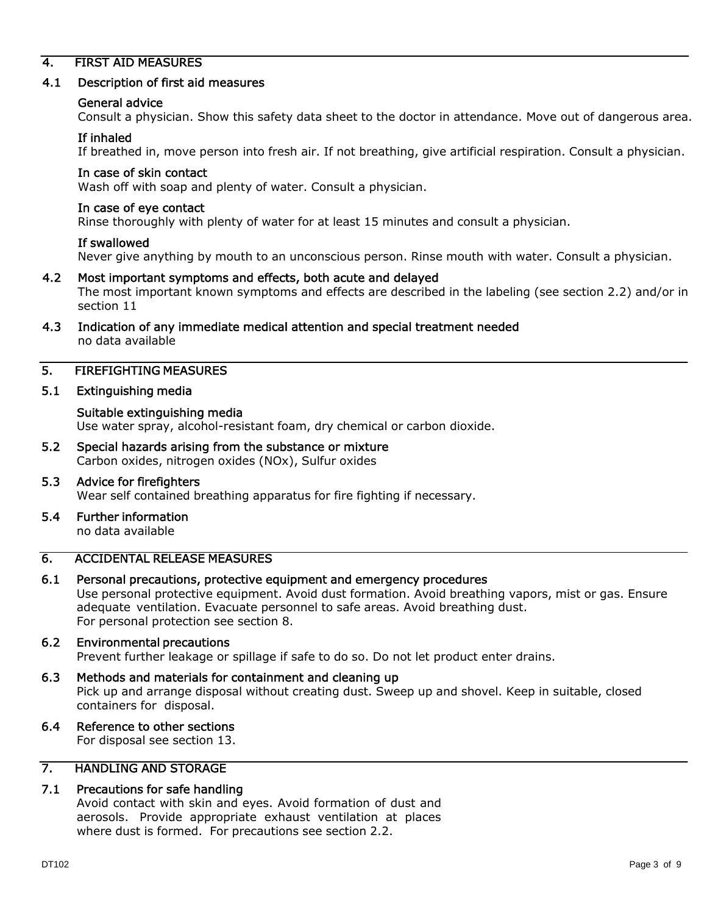## 4. FIRST AID MEASURES

### 4.1 Description of first aid measures

**General advice**
Consult a physician. Show this safety data sheet to the doctor in attendance. Move out of dangerous area.

**If inhaled**
If breathed in, move person into fresh air. If not breathing, give artificial respiration. Consult a physician.

**In case of skin contact**
Wash off with soap and plenty of water. Consult a physician.

**In case of eye contact**
Rinse thoroughly with plenty of water for at least 15 minutes and consult a physician.

**If swallowed**
Never give anything by mouth to an unconscious person. Rinse mouth with water. Consult a physician.

### 4.2 Most important symptoms and effects, both acute and delayed
The most important known symptoms and effects are described in the labeling (see section 2.2) and/or in section 11

### 4.3 Indication of any immediate medical attention and special treatment needed
no data available

## 5. FIREFIGHTING MEASURES

### 5.1 Extinguishing media

**Suitable extinguishing media**
Use water spray, alcohol-resistant foam, dry chemical or carbon dioxide.

### 5.2 Special hazards arising from the substance or mixture
Carbon oxides, nitrogen oxides (NOx), Sulfur oxides

### 5.3 Advice for firefighters
Wear self contained breathing apparatus for fire fighting if necessary.

### 5.4 Further information
no data available

## 6. ACCIDENTAL RELEASE MEASURES

### 6.1 Personal precautions, protective equipment and emergency procedures
Use personal protective equipment. Avoid dust formation. Avoid breathing vapors, mist or gas. Ensure adequate ventilation. Evacuate personnel to safe areas. Avoid breathing dust.
For personal protection see section 8.

### 6.2 Environmental precautions
Prevent further leakage or spillage if safe to do so. Do not let product enter drains.

### 6.3 Methods and materials for containment and cleaning up
Pick up and arrange disposal without creating dust. Sweep up and shovel. Keep in suitable, closed containers for disposal.

### 6.4 Reference to other sections
For disposal see section 13.

## 7. HANDLING AND STORAGE

### 7.1 Precautions for safe handling
Avoid contact with skin and eyes. Avoid formation of dust and aerosols. Provide appropriate exhaust ventilation at places where dust is formed. For precautions see section 2.2.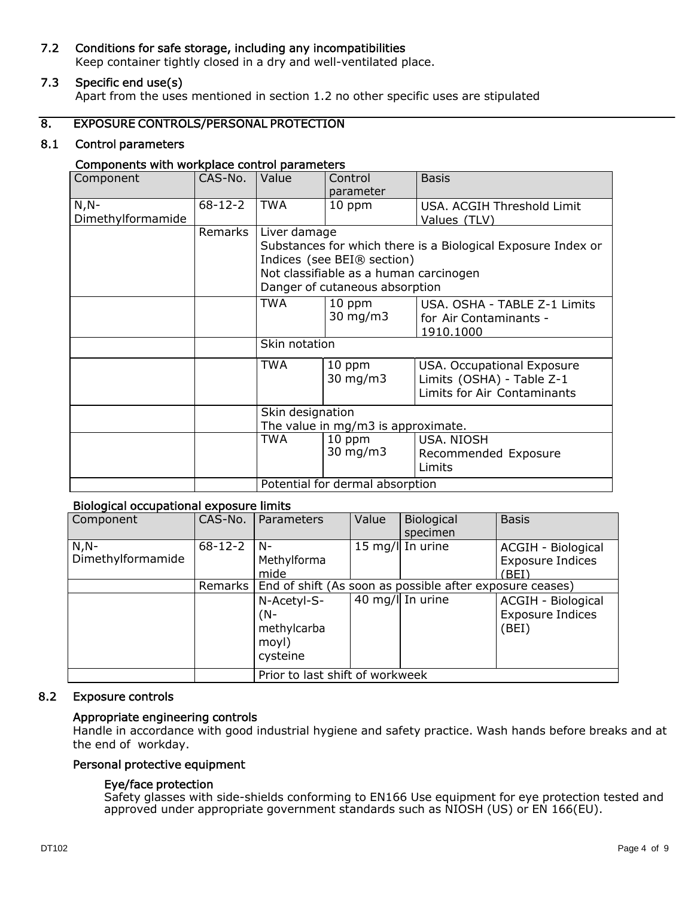### 7.2 Conditions for safe storage, including any incompatibilities

Keep container tightly closed in a dry and well-ventilated place.

### 7.3 Specific end use(s)

Apart from the uses mentioned in section 1.2 no other specific uses are stipulated

## 8. EXPOSURE CONTROLS/PERSONAL PROTECTION

### 8.1 Control parameters

#### Components with workplace control parameters

| Component | CAS-No. | Value | Control parameter | Basis |
|---|---|---|---|---|
| N,N-Dimethylformamide | 68-12-2 | TWA | 10 ppm | USA. ACGIH Threshold Limit Values (TLV) |
| | Remarks | Liver damage<br>Substances for which there is a Biological Exposure Index or Indices (see BEI® section)<br>Not classifiable as a human carcinogen<br>Danger of cutaneous absorption | | |
| | | TWA | 10 ppm<br>30 mg/m3 | USA. OSHA - TABLE Z-1 Limits for Air Contaminants - 1910.1000 |
| | | Skin notation | | |
| | | TWA | 10 ppm<br>30 mg/m3 | USA. Occupational Exposure Limits (OSHA) - Table Z-1 Limits for Air Contaminants |
| | | Skin designation<br>The value in mg/m3 is approximate. | | |
| | | TWA | 10 ppm<br>30 mg/m3 | USA. NIOSH Recommended Exposure Limits |
| | | Potential for dermal absorption | | |

#### Biological occupational exposure limits

| Component | CAS-No. | Parameters | Value | Biological specimen | Basis |
|---|---|---|---|---|---|
| N,N-Dimethylformamide | 68-12-2 | N-Methylformamide | 15 mg/l | In urine | ACGIH - Biological Exposure Indices (BEI) |
| | Remarks | End of shift (As soon as possible after exposure ceases) | | | |
| | | N-Acetyl-S-(N-methylcarbamoyl) cysteine | 40 mg/l | In urine | ACGIH - Biological Exposure Indices (BEI) |
| | | Prior to last shift of workweek | | | |

### 8.2 Exposure controls

#### Appropriate engineering controls

Handle in accordance with good industrial hygiene and safety practice. Wash hands before breaks and at the end of workday.

#### Personal protective equipment

##### Eye/face protection

Safety glasses with side-shields conforming to EN166 Use equipment for eye protection tested and approved under appropriate government standards such as NIOSH (US) or EN 166(EU).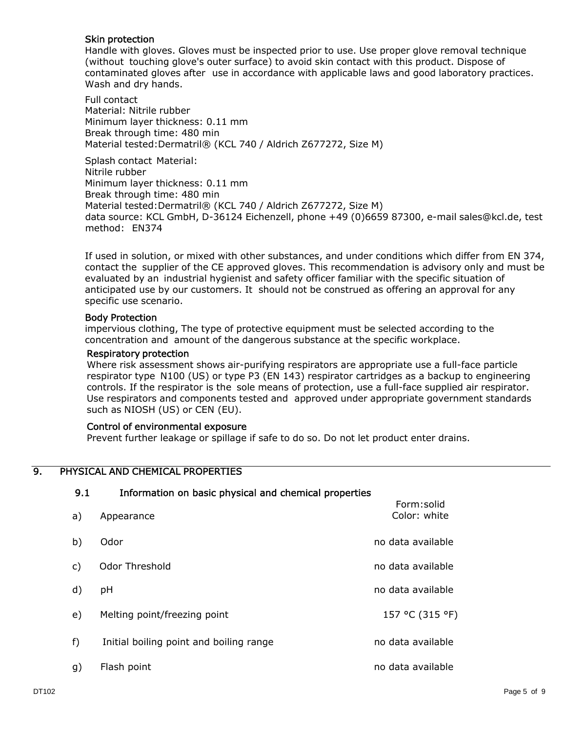**Skin protection**

Handle with gloves. Gloves must be inspected prior to use. Use proper glove removal technique (without touching glove's outer surface) to avoid skin contact with this product. Dispose of contaminated gloves after use in accordance with applicable laws and good laboratory practices. Wash and dry hands.

Full contact
Material: Nitrile rubber
Minimum layer thickness: 0.11 mm
Break through time: 480 min
Material tested:Dermatril® (KCL 740 / Aldrich Z677272, Size M)

Splash contact Material:
Nitrile rubber
Minimum layer thickness: 0.11 mm
Break through time: 480 min
Material tested:Dermatril® (KCL 740 / Aldrich Z677272, Size M)
data source: KCL GmbH, D-36124 Eichenzell, phone +49 (0)6659 87300, e-mail sales@kcl.de, test method: EN374

If used in solution, or mixed with other substances, and under conditions which differ from EN 374, contact the supplier of the CE approved gloves. This recommendation is advisory only and must be evaluated by an industrial hygienist and safety officer familiar with the specific situation of anticipated use by our customers. It should not be construed as offering an approval for any specific use scenario.

**Body Protection**

impervious clothing, The type of protective equipment must be selected according to the concentration and amount of the dangerous substance at the specific workplace.

**Respiratory protection**

Where risk assessment shows air-purifying respirators are appropriate use a full-face particle respirator type N100 (US) or type P3 (EN 143) respirator cartridges as a backup to engineering controls. If the respirator is the sole means of protection, use a full-face supplied air respirator. Use respirators and components tested and approved under appropriate government standards such as NIOSH (US) or CEN (EU).

**Control of environmental exposure**

Prevent further leakage or spillage if safe to do so. Do not let product enter drains.

## 9. PHYSICAL AND CHEMICAL PROPERTIES

### 9.1 Information on basic physical and chemical properties

| | | |
|---|---|---|
| a) | Appearance | Form:solid<br>Color: white |
| b) | Odor | no data available |
| c) | Odor Threshold | no data available |
| d) | pH | no data available |
| e) | Melting point/freezing point | 157 °C (315 °F) |
| f) | Initial boiling point and boiling range | no data available |
| g) | Flash point | no data available |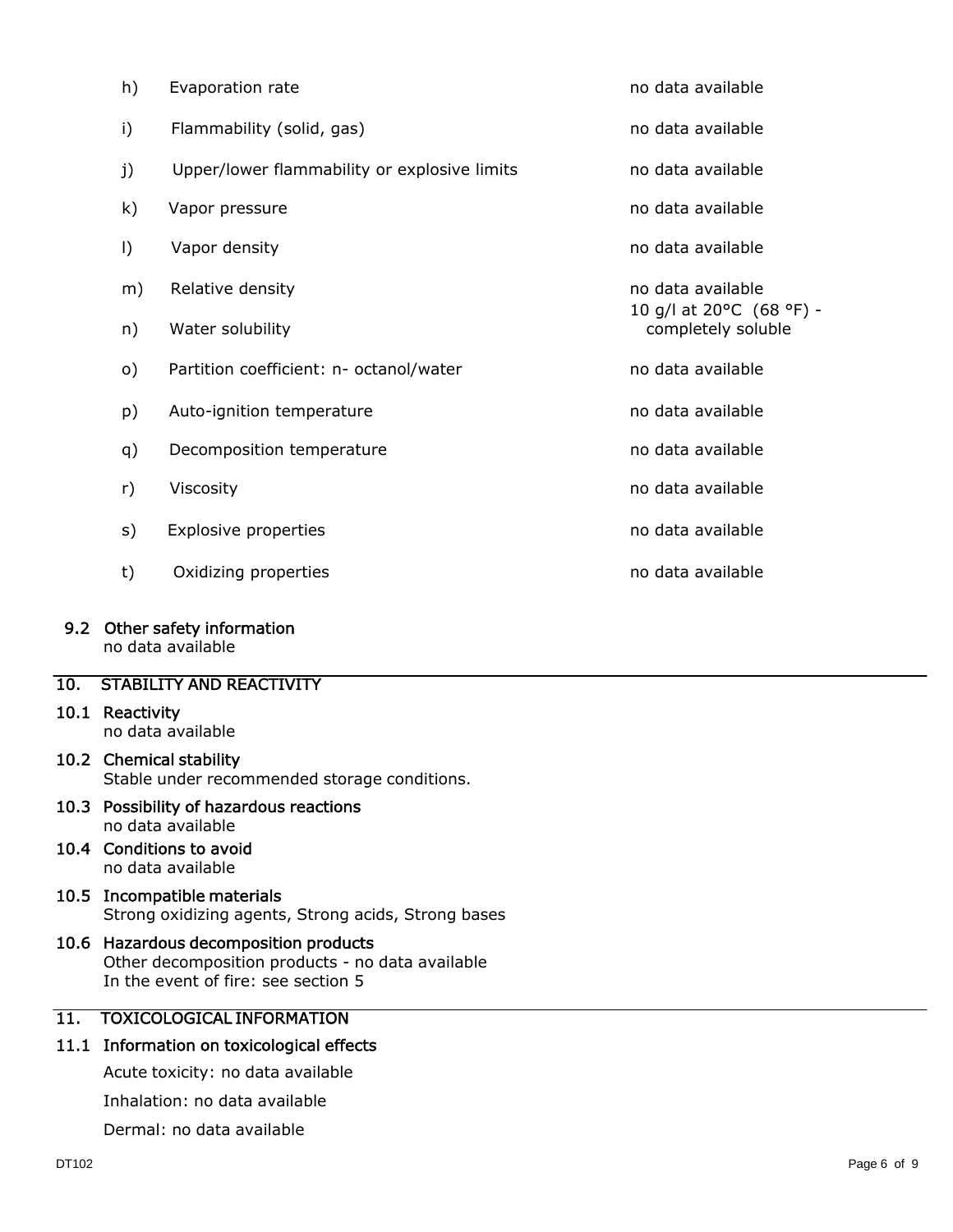| | | |
|---|---|---|
| h) | Evaporation rate | no data available |
| i) | Flammability (solid, gas) | no data available |
| j) | Upper/lower flammability or explosive limits | no data available |
| k) | Vapor pressure | no data available |
| l) | Vapor density | no data available |
| m) | Relative density | no data available |
| n) | Water solubility | 10 g/l at 20°C (68 °F) - completely soluble |
| o) | Partition coefficient: n- octanol/water | no data available |
| p) | Auto-ignition temperature | no data available |
| q) | Decomposition temperature | no data available |
| r) | Viscosity | no data available |
| s) | Explosive properties | no data available |
| t) | Oxidizing properties | no data available |

### 9.2 Other safety information

no data available

## 10. STABILITY AND REACTIVITY

### 10.1 Reactivity

no data available

### 10.2 Chemical stability

Stable under recommended storage conditions.

### 10.3 Possibility of hazardous reactions

no data available

### 10.4 Conditions to avoid

no data available

### 10.5 Incompatible materials

Strong oxidizing agents, Strong acids, Strong bases

### 10.6 Hazardous decomposition products

Other decomposition products - no data available
In the event of fire: see section 5

## 11. TOXICOLOGICAL INFORMATION

### 11.1 Information on toxicological effects

Acute toxicity: no data available

Inhalation: no data available

Dermal: no data available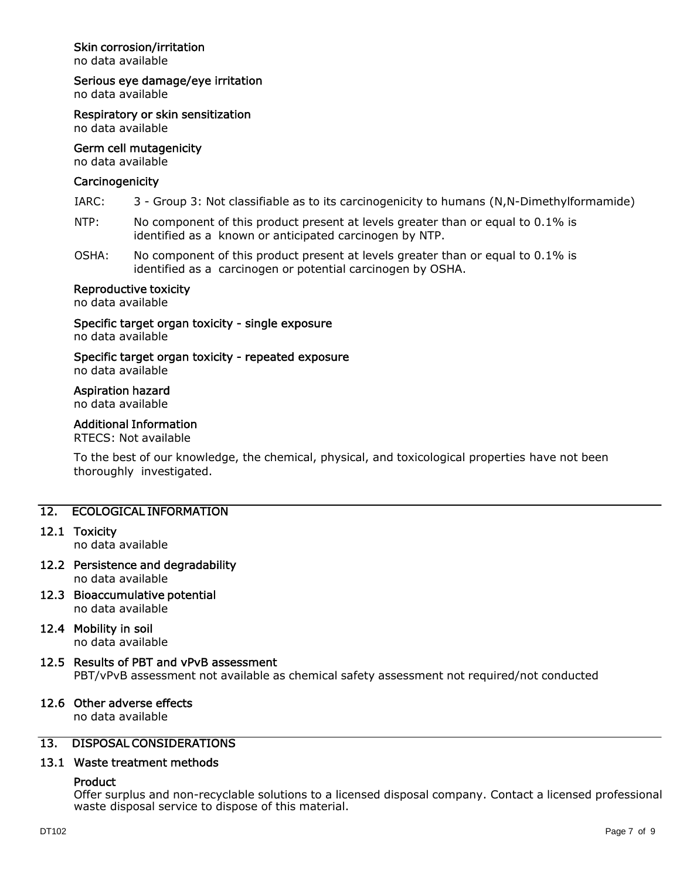#### Skin corrosion/irritation
no data available

#### Serious eye damage/eye irritation
no data available

#### Respiratory or skin sensitization
no data available

#### Germ cell mutagenicity
no data available

#### Carcinogenicity

IARC: 3 - Group 3: Not classifiable as to its carcinogenicity to humans (N,N-Dimethylformamide)

NTP: No component of this product present at levels greater than or equal to 0.1% is identified as a known or anticipated carcinogen by NTP.

OSHA: No component of this product present at levels greater than or equal to 0.1% is identified as a carcinogen or potential carcinogen by OSHA.

#### Reproductive toxicity
no data available

#### Specific target organ toxicity - single exposure
no data available

#### Specific target organ toxicity - repeated exposure
no data available

#### Aspiration hazard
no data available

#### Additional Information
RTECS: Not available

To the best of our knowledge, the chemical, physical, and toxicological properties have not been thoroughly investigated.

## 12. ECOLOGICAL INFORMATION

### 12.1 Toxicity
no data available

### 12.2 Persistence and degradability
no data available

### 12.3 Bioaccumulative potential
no data available

### 12.4 Mobility in soil
no data available

### 12.5 Results of PBT and vPvB assessment
PBT/vPvB assessment not available as chemical safety assessment not required/not conducted

### 12.6 Other adverse effects
no data available

## 13. DISPOSAL CONSIDERATIONS

### 13.1 Waste treatment methods

#### Product
Offer surplus and non-recyclable solutions to a licensed disposal company. Contact a licensed professional waste disposal service to dispose of this material.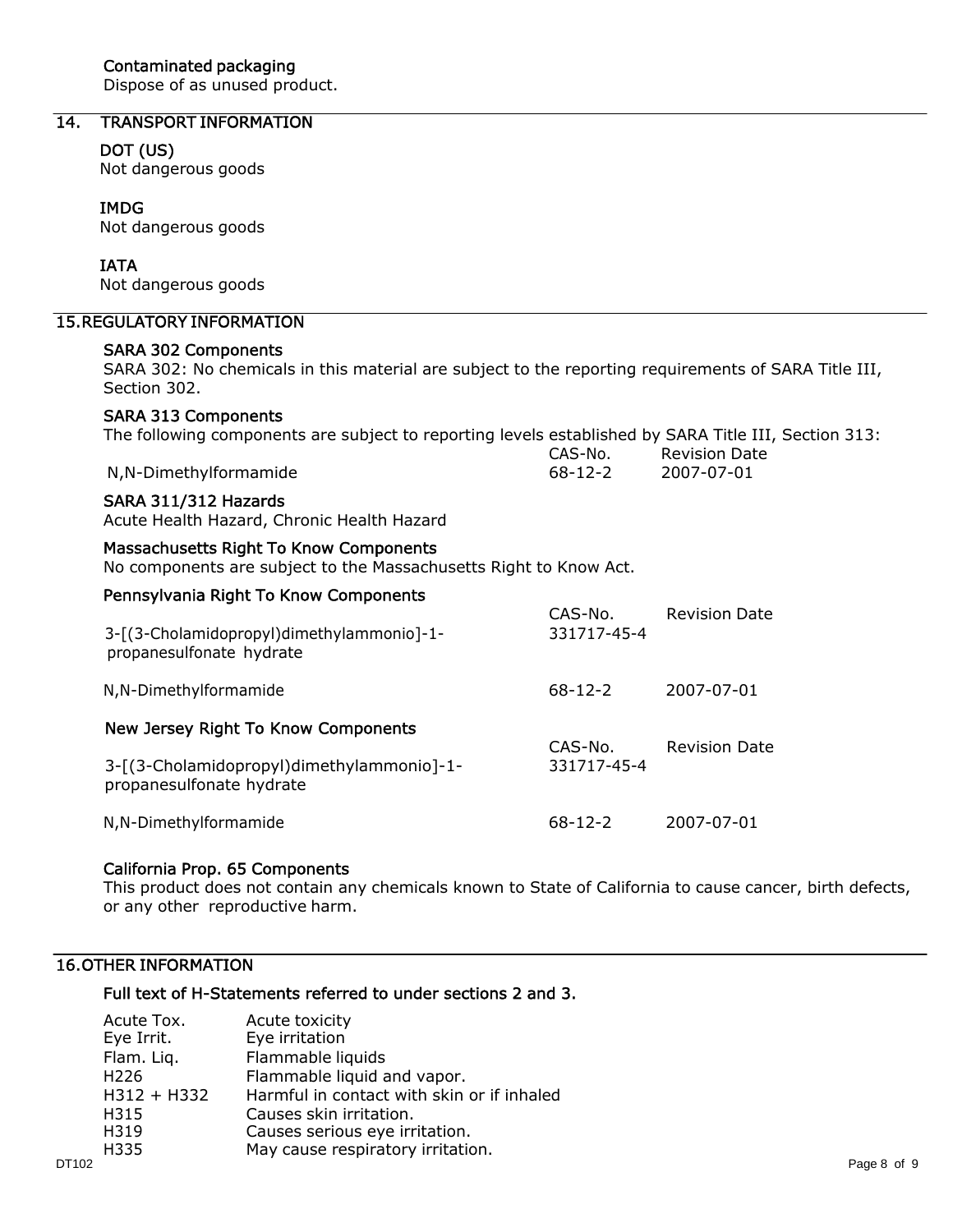#### Contaminated packaging

Dispose of as unused product.

## 14. TRANSPORT INFORMATION

#### DOT (US)

Not dangerous goods

#### IMDG

Not dangerous goods

#### IATA

Not dangerous goods

## 15. REGULATORY INFORMATION

#### SARA 302 Components

SARA 302: No chemicals in this material are subject to the reporting requirements of SARA Title III, Section 302.

#### SARA 313 Components

The following components are subject to reporting levels established by SARA Title III, Section 313:

| | CAS-No. | Revision Date |
|---|---|---|
| N,N-Dimethylformamide | 68-12-2 | 2007-07-01 |

#### SARA 311/312 Hazards

Acute Health Hazard, Chronic Health Hazard

#### Massachusetts Right To Know Components

No components are subject to the Massachusetts Right to Know Act.

#### Pennsylvania Right To Know Components

| | CAS-No. | Revision Date |
|---|---|---|
| 3-[(3-Cholamidopropyl)dimethylammonio]-1-propanesulfonate hydrate | 331717-45-4 | |
| N,N-Dimethylformamide | 68-12-2 | 2007-07-01 |

#### New Jersey Right To Know Components

| | CAS-No. | Revision Date |
|---|---|---|
| 3-[(3-Cholamidopropyl)dimethylammonio]-1-propanesulfonate hydrate | 331717-45-4 | |
| N,N-Dimethylformamide | 68-12-2 | 2007-07-01 |

#### California Prop. 65 Components

This product does not contain any chemicals known to State of California to cause cancer, birth defects, or any other reproductive harm.

## 16. OTHER INFORMATION

#### Full text of H-Statements referred to under sections 2 and 3.

| | |
|---|---|
| Acute Tox. | Acute toxicity |
| Eye Irrit. | Eye irritation |
| Flam. Liq. | Flammable liquids |
| H226 | Flammable liquid and vapor. |
| H312 + H332 | Harmful in contact with skin or if inhaled |
| H315 | Causes skin irritation. |
| H319 | Causes serious eye irritation. |
| H335 | May cause respiratory irritation. |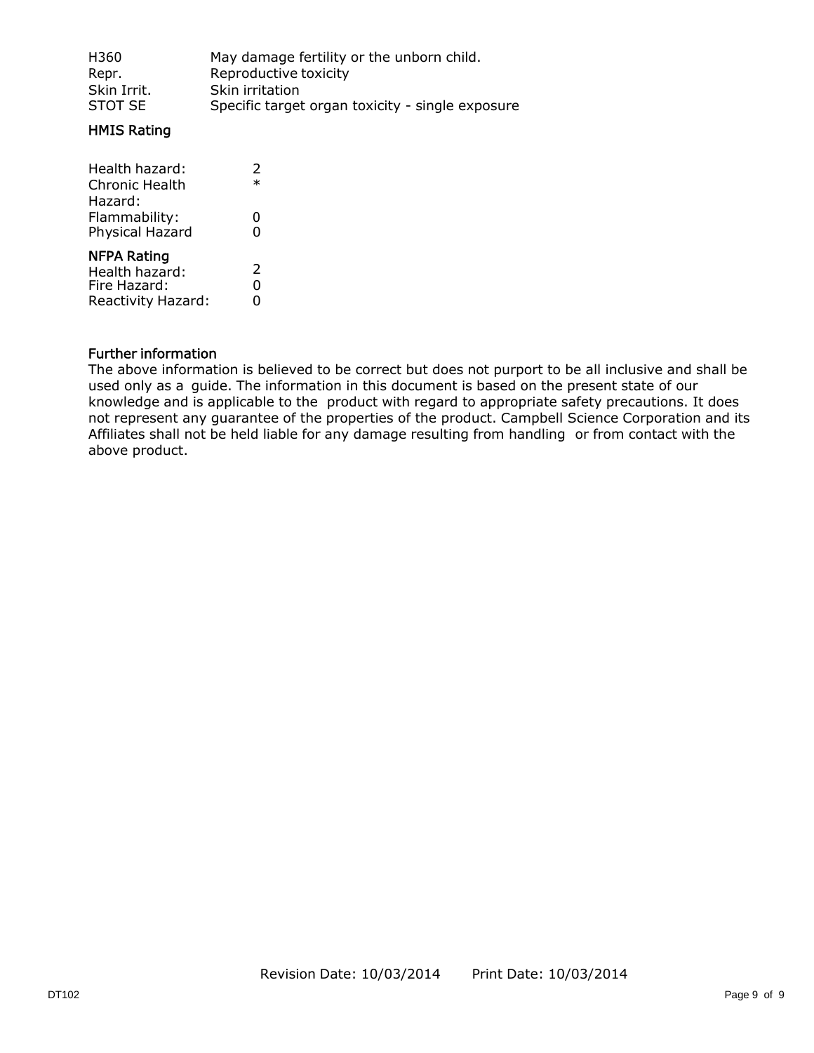| | |
|---|---|
| H360 | May damage fertility or the unborn child. |
| Repr. | Reproductive toxicity |
| Skin Irrit. | Skin irritation |
| STOT SE | Specific target organ toxicity - single exposure |

### HMIS Rating

| | |
|---|---|
| Health hazard: | 2 |
| Chronic Health Hazard: | * |
| Flammability: | 0 |
| Physical Hazard | 0 |

### NFPA Rating

| | |
|---|---|
| Health hazard: | 2 |
| Fire Hazard: | 0 |
| Reactivity Hazard: | 0 |

### Further information

The above information is believed to be correct but does not purport to be all inclusive and shall be used only as a guide. The information in this document is based on the present state of our knowledge and is applicable to the product with regard to appropriate safety precautions. It does not represent any guarantee of the properties of the product. Campbell Science Corporation and its Affiliates shall not be held liable for any damage resulting from handling or from contact with the above product.

Revision Date: 10/03/2014 Print Date: 10/03/2014

DT102